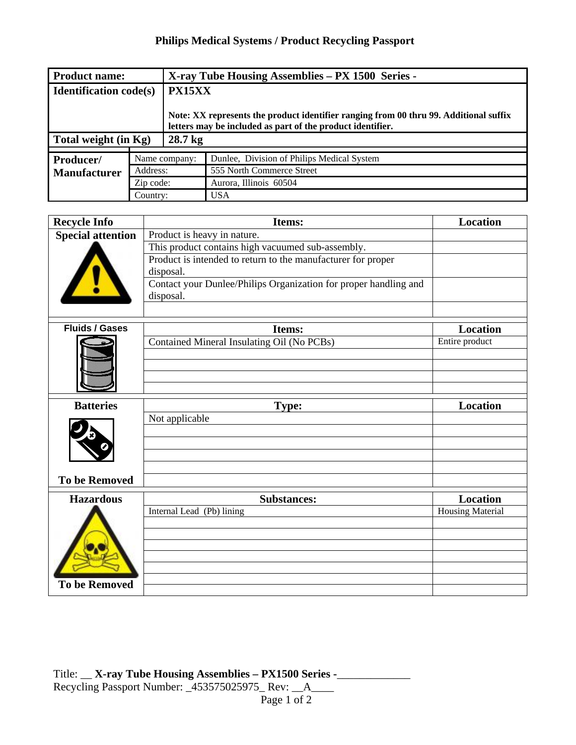# Philips Medical Systems / Product Recycling Passport

| **Product name:** | | **X-ray Tube Housing Assemblies – PX 1500 Series -** |
|---|---|---|
| **Identification code(s)** | | **PX15XX**<br><br>**Note: XX represents the product identifier ranging from 00 thru 99. Additional suffix letters may be included as part of the product identifier.** |
| **Total weight (in Kg)** | | **28.7 kg** |
| **Producer/ Manufacturer** | Name company: | Dunlee, Division of Philips Medical System |
| | Address: | 555 North Commerce Street |
| | Zip code: | Aurora, Illinois 60504 |
| | Country: | USA |

| **Recycle Info** | **Items:** | **Location** |
|---|---|---|
| **Special attention** | Product is heavy in nature. | |
| | This product contains high vacuumed sub-assembly. | |
| | Product is intended to return to the manufacturer for proper disposal. | |
| | Contact your Dunlee/Philips Organization for proper handling and disposal. | |
| | | |

| **Fluids / Gases** | **Items:** | **Location** |
|---|---|---|
| | Contained Mineral Insulating Oil (No PCBs) | Entire product |
| | | |
| | | |
| | | |
| | | |

| **Batteries** | **Type:** | **Location** |
|---|---|---|
| | Not applicable | |
| | | |
| | | |
| | | |
| | | |
| **To be Removed** | | |

| **Hazardous** | **Substances:** | **Location** |
|---|---|---|
| | Internal Lead (Pb) lining | Housing Material |
| | | |
| | | |
| | | |
| | | |
| | | |
| | | |
| **To be Removed** | | |

Title: __ **X-ray Tube Housing Assemblies – PX1500 Series -**_____________
Recycling Passport Number: _453575025975_ Rev: __A____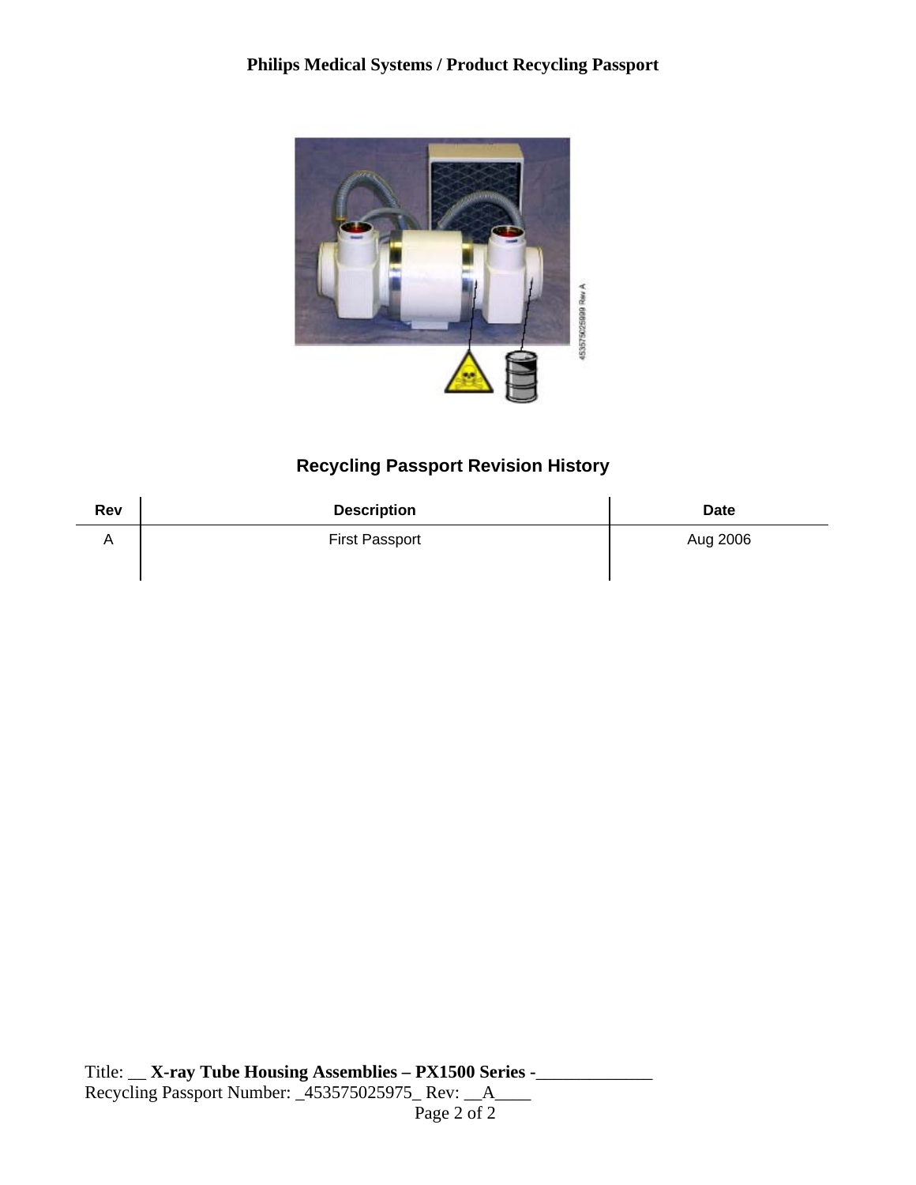## Recycling Passport Revision History

| Rev | Description | Date |
|---|---|---|
| A | First Passport | Aug 2006 |